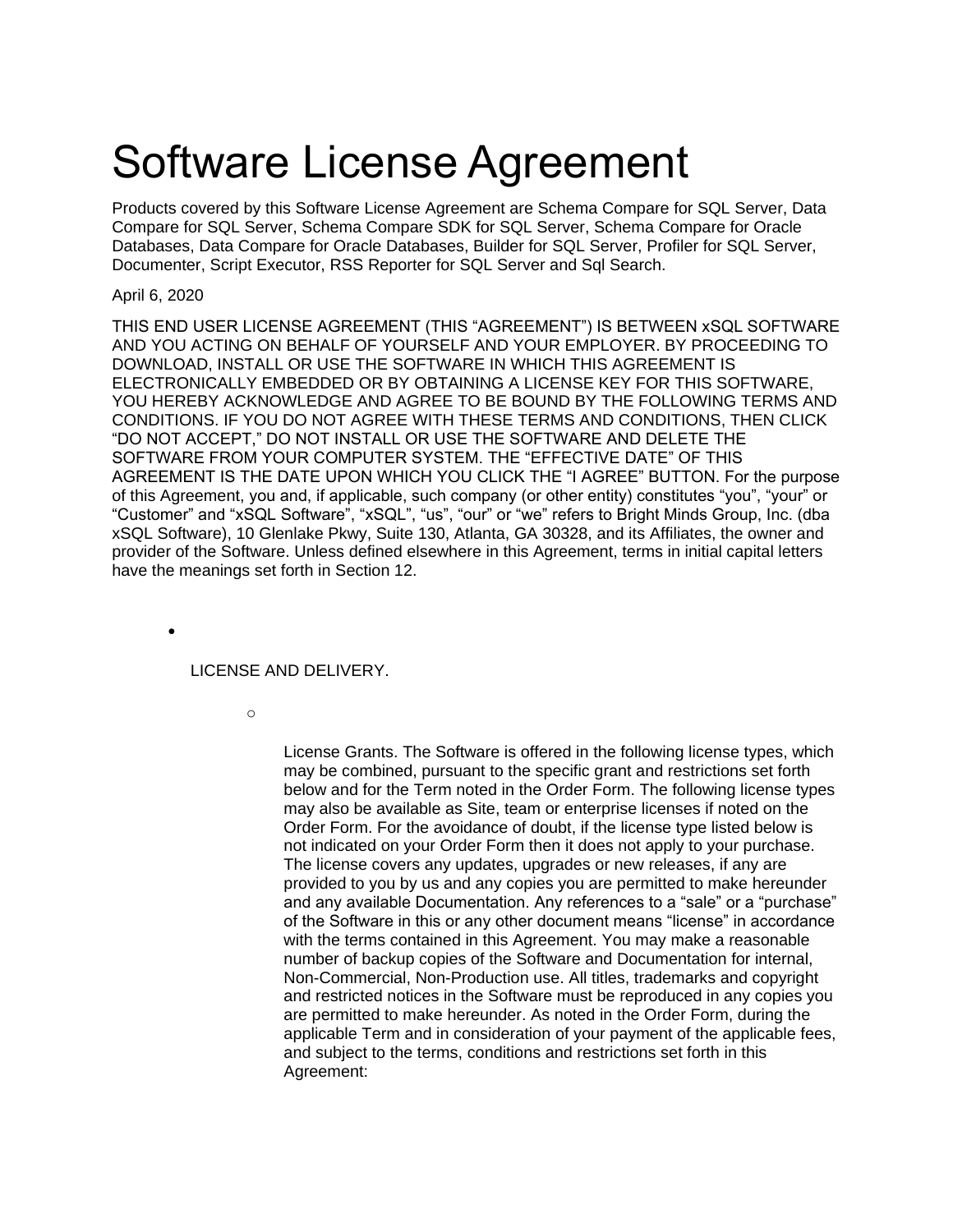# Software License Agreement

Products covered by this Software License Agreement are Schema Compare for SQL Server, Data Compare for SQL Server, Schema Compare SDK for SQL Server, Schema Compare for Oracle Databases, Data Compare for Oracle Databases, Builder for SQL Server, Profiler for SQL Server, Documenter, Script Executor, RSS Reporter for SQL Server and Sql Search.

April 6, 2020

THIS END USER LICENSE AGREEMENT (THIS "AGREEMENT") IS BETWEEN xSQL SOFTWARE AND YOU ACTING ON BEHALF OF YOURSELF AND YOUR EMPLOYER. BY PROCEEDING TO DOWNLOAD, INSTALL OR USE THE SOFTWARE IN WHICH THIS AGREEMENT IS ELECTRONICALLY EMBEDDED OR BY OBTAINING A LICENSE KEY FOR THIS SOFTWARE, YOU HEREBY ACKNOWLEDGE AND AGREE TO BE BOUND BY THE FOLLOWING TERMS AND CONDITIONS. IF YOU DO NOT AGREE WITH THESE TERMS AND CONDITIONS, THEN CLICK "DO NOT ACCEPT," DO NOT INSTALL OR USE THE SOFTWARE AND DELETE THE SOFTWARE FROM YOUR COMPUTER SYSTEM. THE "EFFECTIVE DATE" OF THIS AGREEMENT IS THE DATE UPON WHICH YOU CLICK THE "I AGREE" BUTTON. For the purpose of this Agreement, you and, if applicable, such company (or other entity) constitutes "you", "your" or "Customer" and "xSQL Software", "xSQL", "us", "our" or "we" refers to Bright Minds Group, Inc. (dba xSQL Software), 10 Glenlake Pkwy, Suite 130, Atlanta, GA 30328, and its Affiliates, the owner and provider of the Software. Unless defined elsewhere in this Agreement, terms in initial capital letters have the meanings set forth in Section 12.

- LICENSE AND DELIVERY.

  - License Grants. The Software is offered in the following license types, which may be combined, pursuant to the specific grant and restrictions set forth below and for the Term noted in the Order Form. The following license types may also be available as Site, team or enterprise licenses if noted on the Order Form. For the avoidance of doubt, if the license type listed below is not indicated on your Order Form then it does not apply to your purchase. The license covers any updates, upgrades or new releases, if any are provided to you by us and any copies you are permitted to make hereunder and any available Documentation. Any references to a "sale" or a "purchase" of the Software in this or any other document means "license" in accordance with the terms contained in this Agreement. You may make a reasonable number of backup copies of the Software and Documentation for internal, Non-Commercial, Non-Production use. All titles, trademarks and copyright and restricted notices in the Software must be reproduced in any copies you are permitted to make hereunder. As noted in the Order Form, during the applicable Term and in consideration of your payment of the applicable fees, and subject to the terms, conditions and restrictions set forth in this Agreement: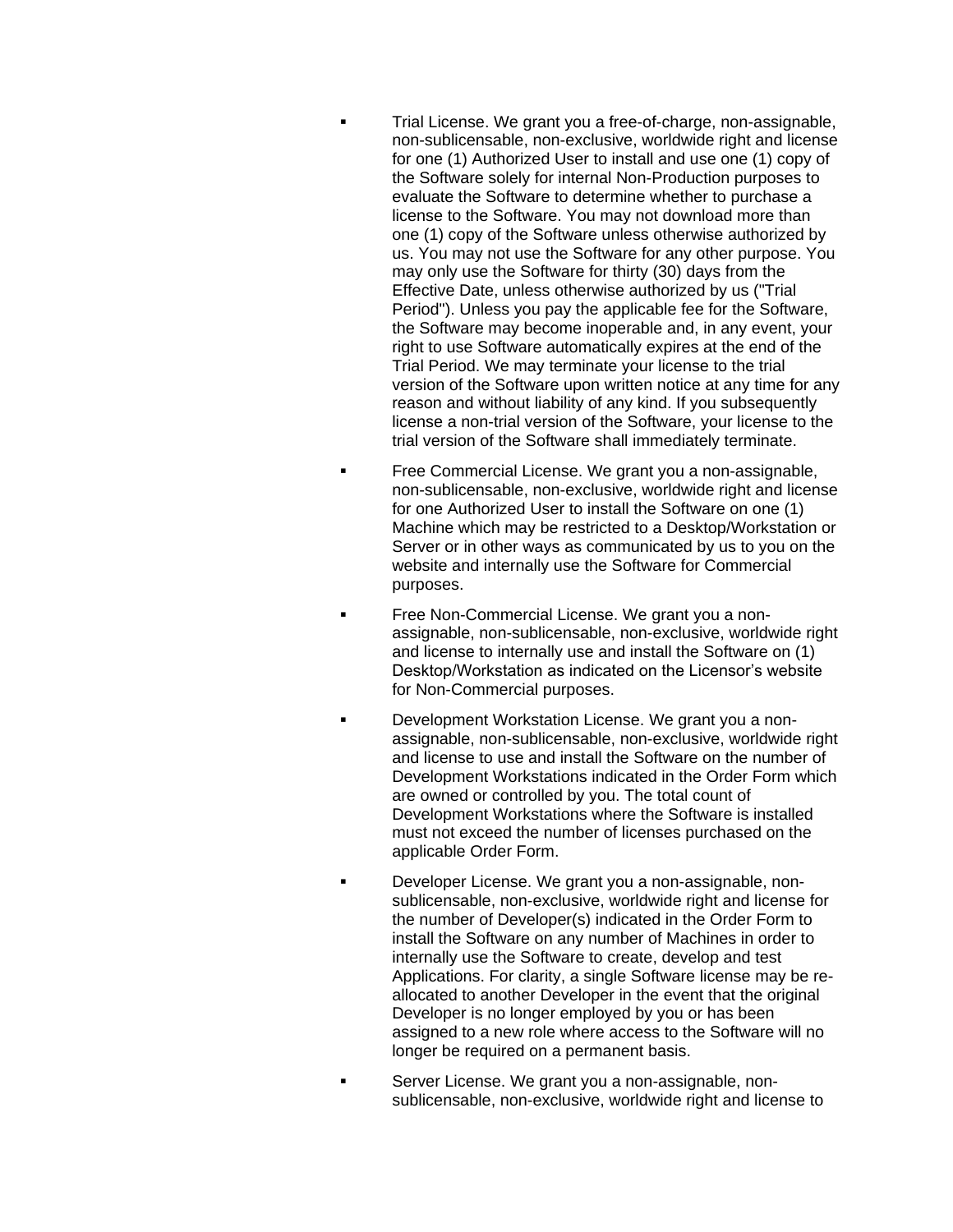- Trial License. We grant you a free-of-charge, non-assignable, non-sublicensable, non-exclusive, worldwide right and license for one (1) Authorized User to install and use one (1) copy of the Software solely for internal Non-Production purposes to evaluate the Software to determine whether to purchase a license to the Software. You may not download more than one (1) copy of the Software unless otherwise authorized by us. You may not use the Software for any other purpose. You may only use the Software for thirty (30) days from the Effective Date, unless otherwise authorized by us ("Trial Period"). Unless you pay the applicable fee for the Software, the Software may become inoperable and, in any event, your right to use Software automatically expires at the end of the Trial Period. We may terminate your license to the trial version of the Software upon written notice at any time for any reason and without liability of any kind. If you subsequently license a non-trial version of the Software, your license to the trial version of the Software shall immediately terminate.

- Free Commercial License. We grant you a non-assignable, non-sublicensable, non-exclusive, worldwide right and license for one Authorized User to install the Software on one (1) Machine which may be restricted to a Desktop/Workstation or Server or in other ways as communicated by us to you on the website and internally use the Software for Commercial purposes.

- Free Non-Commercial License. We grant you a non-assignable, non-sublicensable, non-exclusive, worldwide right and license to internally use and install the Software on (1) Desktop/Workstation as indicated on the Licensor's website for Non-Commercial purposes.

- Development Workstation License. We grant you a non-assignable, non-sublicensable, non-exclusive, worldwide right and license to use and install the Software on the number of Development Workstations indicated in the Order Form which are owned or controlled by you. The total count of Development Workstations where the Software is installed must not exceed the number of licenses purchased on the applicable Order Form.

- Developer License. We grant you a non-assignable, non-sublicensable, non-exclusive, worldwide right and license for the number of Developer(s) indicated in the Order Form to install the Software on any number of Machines in order to internally use the Software to create, develop and test Applications. For clarity, a single Software license may be re-allocated to another Developer in the event that the original Developer is no longer employed by you or has been assigned to a new role where access to the Software will no longer be required on a permanent basis.

- Server License. We grant you a non-assignable, non-sublicensable, non-exclusive, worldwide right and license to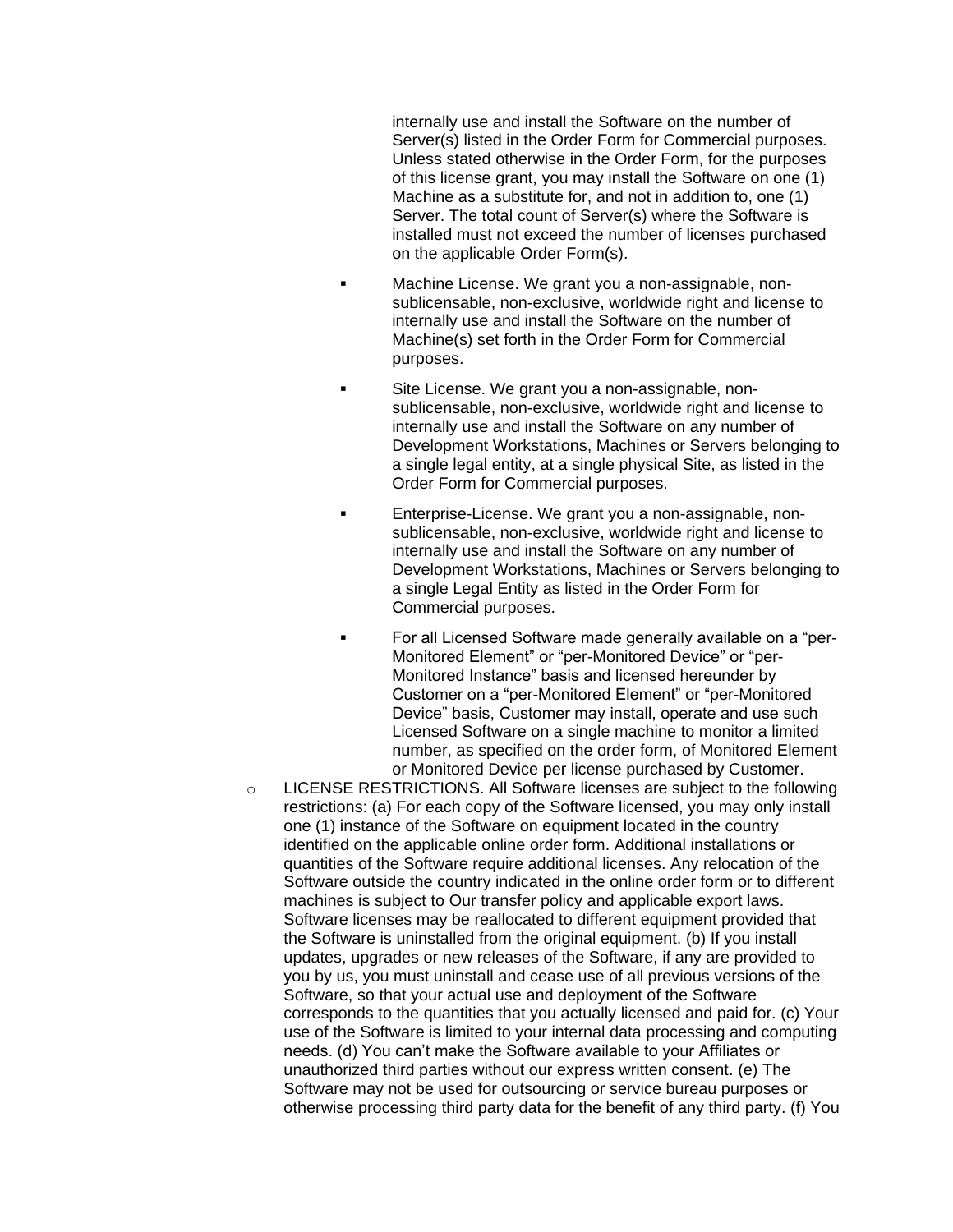internally use and install the Software on the number of Server(s) listed in the Order Form for Commercial purposes. Unless stated otherwise in the Order Form, for the purposes of this license grant, you may install the Software on one (1) Machine as a substitute for, and not in addition to, one (1) Server. The total count of Server(s) where the Software is installed must not exceed the number of licenses purchased on the applicable Order Form(s).

  - Machine License. We grant you a non-assignable, non-sublicensable, non-exclusive, worldwide right and license to internally use and install the Software on the number of Machine(s) set forth in the Order Form for Commercial purposes.
  - Site License. We grant you a non-assignable, non-sublicensable, non-exclusive, worldwide right and license to internally use and install the Software on any number of Development Workstations, Machines or Servers belonging to a single legal entity, at a single physical Site, as listed in the Order Form for Commercial purposes.
  - Enterprise-License. We grant you a non-assignable, non-sublicensable, non-exclusive, worldwide right and license to internally use and install the Software on any number of Development Workstations, Machines or Servers belonging to a single Legal Entity as listed in the Order Form for Commercial purposes.
  - For all Licensed Software made generally available on a "per-Monitored Element" or "per-Monitored Device" or "per-Monitored Instance" basis and licensed hereunder by Customer on a "per-Monitored Element" or "per-Monitored Device" basis, Customer may install, operate and use such Licensed Software on a single machine to monitor a limited number, as specified on the order form, of Monitored Element or Monitored Device per license purchased by Customer.

- LICENSE RESTRICTIONS. All Software licenses are subject to the following restrictions: (a) For each copy of the Software licensed, you may only install one (1) instance of the Software on equipment located in the country identified on the applicable online order form. Additional installations or quantities of the Software require additional licenses. Any relocation of the Software outside the country indicated in the online order form or to different machines is subject to Our transfer policy and applicable export laws. Software licenses may be reallocated to different equipment provided that the Software is uninstalled from the original equipment. (b) If you install updates, upgrades or new releases of the Software, if any are provided to you by us, you must uninstall and cease use of all previous versions of the Software, so that your actual use and deployment of the Software corresponds to the quantities that you actually licensed and paid for. (c) Your use of the Software is limited to your internal data processing and computing needs. (d) You can't make the Software available to your Affiliates or unauthorized third parties without our express written consent. (e) The Software may not be used for outsourcing or service bureau purposes or otherwise processing third party data for the benefit of any third party. (f) You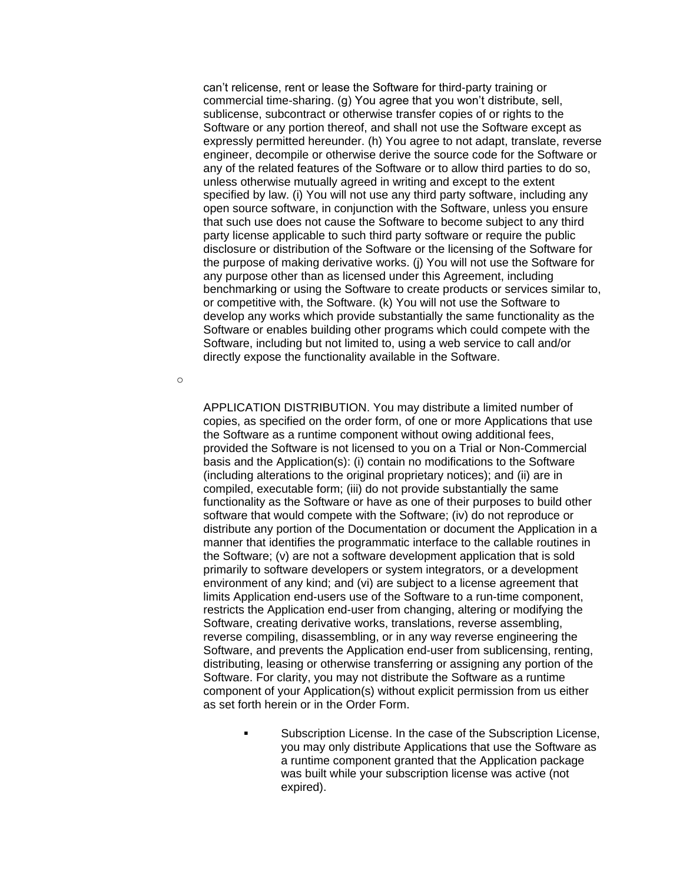can't relicense, rent or lease the Software for third-party training or commercial time-sharing. (g) You agree that you won't distribute, sell, sublicense, subcontract or otherwise transfer copies of or rights to the Software or any portion thereof, and shall not use the Software except as expressly permitted hereunder. (h) You agree to not adapt, translate, reverse engineer, decompile or otherwise derive the source code for the Software or any of the related features of the Software or to allow third parties to do so, unless otherwise mutually agreed in writing and except to the extent specified by law. (i) You will not use any third party software, including any open source software, in conjunction with the Software, unless you ensure that such use does not cause the Software to become subject to any third party license applicable to such third party software or require the public disclosure or distribution of the Software or the licensing of the Software for the purpose of making derivative works. (j) You will not use the Software for any purpose other than as licensed under this Agreement, including benchmarking or using the Software to create products or services similar to, or competitive with, the Software. (k) You will not use the Software to develop any works which provide substantially the same functionality as the Software or enables building other programs which could compete with the Software, including but not limited to, using a web service to call and/or directly expose the functionality available in the Software.

- APPLICATION DISTRIBUTION. You may distribute a limited number of copies, as specified on the order form, of one or more Applications that use the Software as a runtime component without owing additional fees, provided the Software is not licensed to you on a Trial or Non-Commercial basis and the Application(s): (i) contain no modifications to the Software (including alterations to the original proprietary notices); and (ii) are in compiled, executable form; (iii) do not provide substantially the same functionality as the Software or have as one of their purposes to build other software that would compete with the Software; (iv) do not reproduce or distribute any portion of the Documentation or document the Application in a manner that identifies the programmatic interface to the callable routines in the Software; (v) are not a software development application that is sold primarily to software developers or system integrators, or a development environment of any kind; and (vi) are subject to a license agreement that limits Application end-users use of the Software to a run-time component, restricts the Application end-user from changing, altering or modifying the Software, creating derivative works, translations, reverse assembling, reverse compiling, disassembling, or in any way reverse engineering the Software, and prevents the Application end-user from sublicensing, renting, distributing, leasing or otherwise transferring or assigning any portion of the Software. For clarity, you may not distribute the Software as a runtime component of your Application(s) without explicit permission from us either as set forth herein or in the Order Form.

    - Subscription License. In the case of the Subscription License, you may only distribute Applications that use the Software as a runtime component granted that the Application package was built while your subscription license was active (not expired).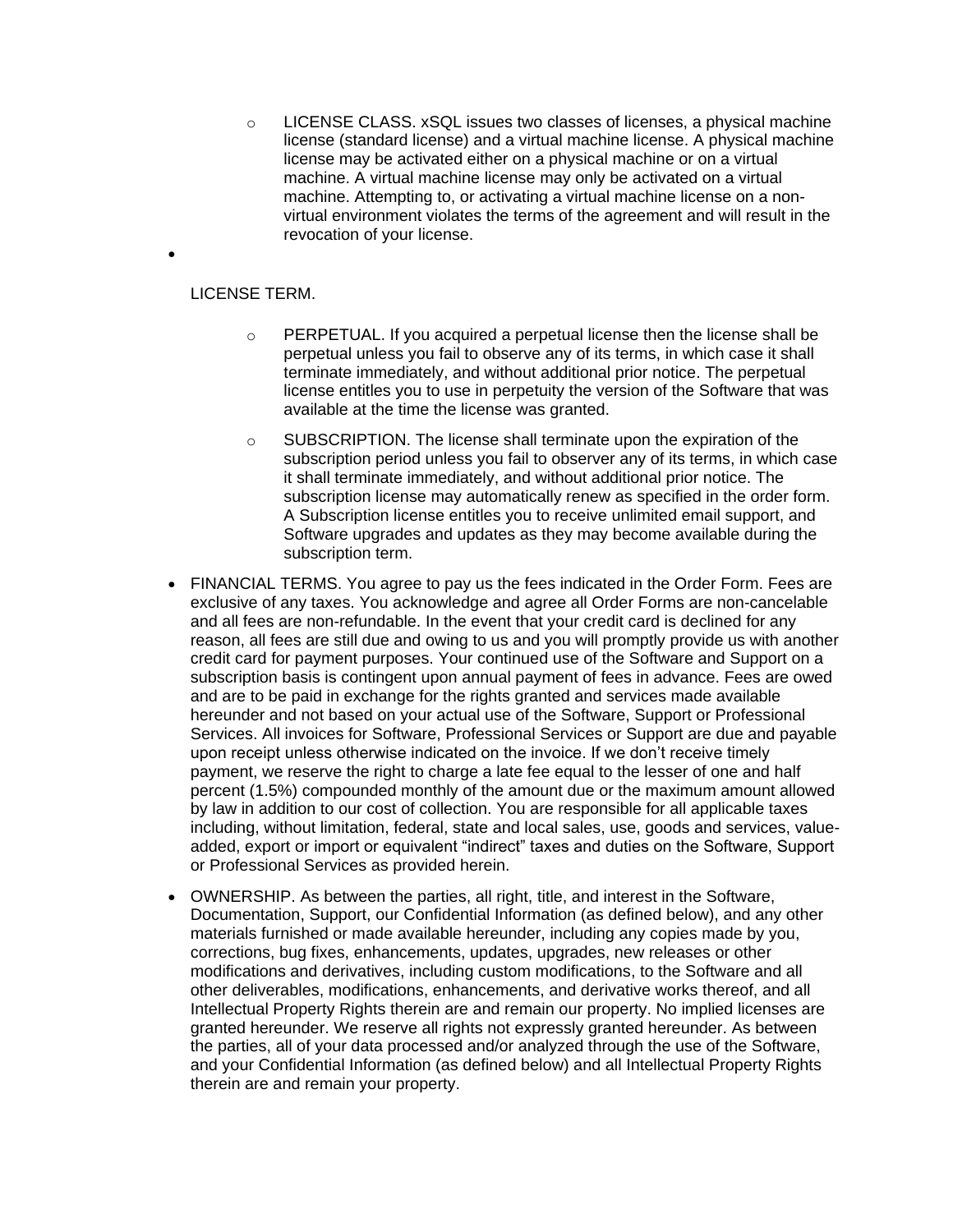- LICENSE CLASS. xSQL issues two classes of licenses, a physical machine license (standard license) and a virtual machine license. A physical machine license may be activated either on a physical machine or on a virtual machine. A virtual machine license may only be activated on a virtual machine. Attempting to, or activating a virtual machine license on a non-virtual environment violates the terms of the agreement and will result in the revocation of your license.

- LICENSE TERM.
    - PERPETUAL. If you acquired a perpetual license then the license shall be perpetual unless you fail to observe any of its terms, in which case it shall terminate immediately, and without additional prior notice. The perpetual license entitles you to use in perpetuity the version of the Software that was available at the time the license was granted.
    - SUBSCRIPTION. The license shall terminate upon the expiration of the subscription period unless you fail to observer any of its terms, in which case it shall terminate immediately, and without additional prior notice. The subscription license may automatically renew as specified in the order form. A Subscription license entitles you to receive unlimited email support, and Software upgrades and updates as they may become available during the subscription term.
- FINANCIAL TERMS. You agree to pay us the fees indicated in the Order Form. Fees are exclusive of any taxes. You acknowledge and agree all Order Forms are non-cancelable and all fees are non-refundable. In the event that your credit card is declined for any reason, all fees are still due and owing to us and you will promptly provide us with another credit card for payment purposes. Your continued use of the Software and Support on a subscription basis is contingent upon annual payment of fees in advance. Fees are owed and are to be paid in exchange for the rights granted and services made available hereunder and not based on your actual use of the Software, Support or Professional Services. All invoices for Software, Professional Services or Support are due and payable upon receipt unless otherwise indicated on the invoice. If we don't receive timely payment, we reserve the right to charge a late fee equal to the lesser of one and half percent (1.5%) compounded monthly of the amount due or the maximum amount allowed by law in addition to our cost of collection. You are responsible for all applicable taxes including, without limitation, federal, state and local sales, use, goods and services, value-added, export or import or equivalent "indirect" taxes and duties on the Software, Support or Professional Services as provided herein.
- OWNERSHIP. As between the parties, all right, title, and interest in the Software, Documentation, Support, our Confidential Information (as defined below), and any other materials furnished or made available hereunder, including any copies made by you, corrections, bug fixes, enhancements, updates, upgrades, new releases or other modifications and derivatives, including custom modifications, to the Software and all other deliverables, modifications, enhancements, and derivative works thereof, and all Intellectual Property Rights therein are and remain our property. No implied licenses are granted hereunder. We reserve all rights not expressly granted hereunder. As between the parties, all of your data processed and/or analyzed through the use of the Software, and your Confidential Information (as defined below) and all Intellectual Property Rights therein are and remain your property.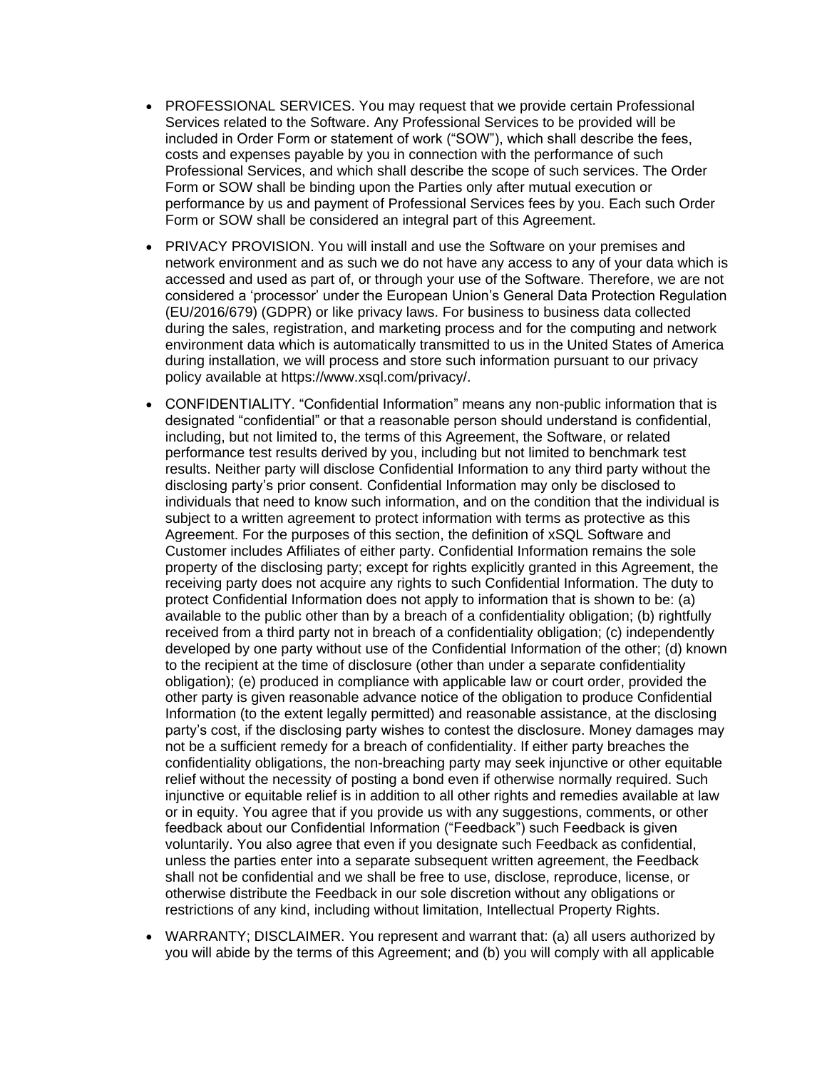- PROFESSIONAL SERVICES. You may request that we provide certain Professional Services related to the Software. Any Professional Services to be provided will be included in Order Form or statement of work ("SOW"), which shall describe the fees, costs and expenses payable by you in connection with the performance of such Professional Services, and which shall describe the scope of such services. The Order Form or SOW shall be binding upon the Parties only after mutual execution or performance by us and payment of Professional Services fees by you. Each such Order Form or SOW shall be considered an integral part of this Agreement.
- PRIVACY PROVISION. You will install and use the Software on your premises and network environment and as such we do not have any access to any of your data which is accessed and used as part of, or through your use of the Software. Therefore, we are not considered a 'processor' under the European Union's General Data Protection Regulation (EU/2016/679) (GDPR) or like privacy laws. For business to business data collected during the sales, registration, and marketing process and for the computing and network environment data which is automatically transmitted to us in the United States of America during installation, we will process and store such information pursuant to our privacy policy available at https://www.xsql.com/privacy/.
- CONFIDENTIALITY. "Confidential Information" means any non-public information that is designated "confidential" or that a reasonable person should understand is confidential, including, but not limited to, the terms of this Agreement, the Software, or related performance test results derived by you, including but not limited to benchmark test results. Neither party will disclose Confidential Information to any third party without the disclosing party's prior consent. Confidential Information may only be disclosed to individuals that need to know such information, and on the condition that the individual is subject to a written agreement to protect information with terms as protective as this Agreement. For the purposes of this section, the definition of xSQL Software and Customer includes Affiliates of either party. Confidential Information remains the sole property of the disclosing party; except for rights explicitly granted in this Agreement, the receiving party does not acquire any rights to such Confidential Information. The duty to protect Confidential Information does not apply to information that is shown to be: (a) available to the public other than by a breach of a confidentiality obligation; (b) rightfully received from a third party not in breach of a confidentiality obligation; (c) independently developed by one party without use of the Confidential Information of the other; (d) known to the recipient at the time of disclosure (other than under a separate confidentiality obligation); (e) produced in compliance with applicable law or court order, provided the other party is given reasonable advance notice of the obligation to produce Confidential Information (to the extent legally permitted) and reasonable assistance, at the disclosing party's cost, if the disclosing party wishes to contest the disclosure. Money damages may not be a sufficient remedy for a breach of confidentiality. If either party breaches the confidentiality obligations, the non-breaching party may seek injunctive or other equitable relief without the necessity of posting a bond even if otherwise normally required. Such injunctive or equitable relief is in addition to all other rights and remedies available at law or in equity. You agree that if you provide us with any suggestions, comments, or other feedback about our Confidential Information ("Feedback") such Feedback is given voluntarily. You also agree that even if you designate such Feedback as confidential, unless the parties enter into a separate subsequent written agreement, the Feedback shall not be confidential and we shall be free to use, disclose, reproduce, license, or otherwise distribute the Feedback in our sole discretion without any obligations or restrictions of any kind, including without limitation, Intellectual Property Rights.
- WARRANTY; DISCLAIMER. You represent and warrant that: (a) all users authorized by you will abide by the terms of this Agreement; and (b) you will comply with all applicable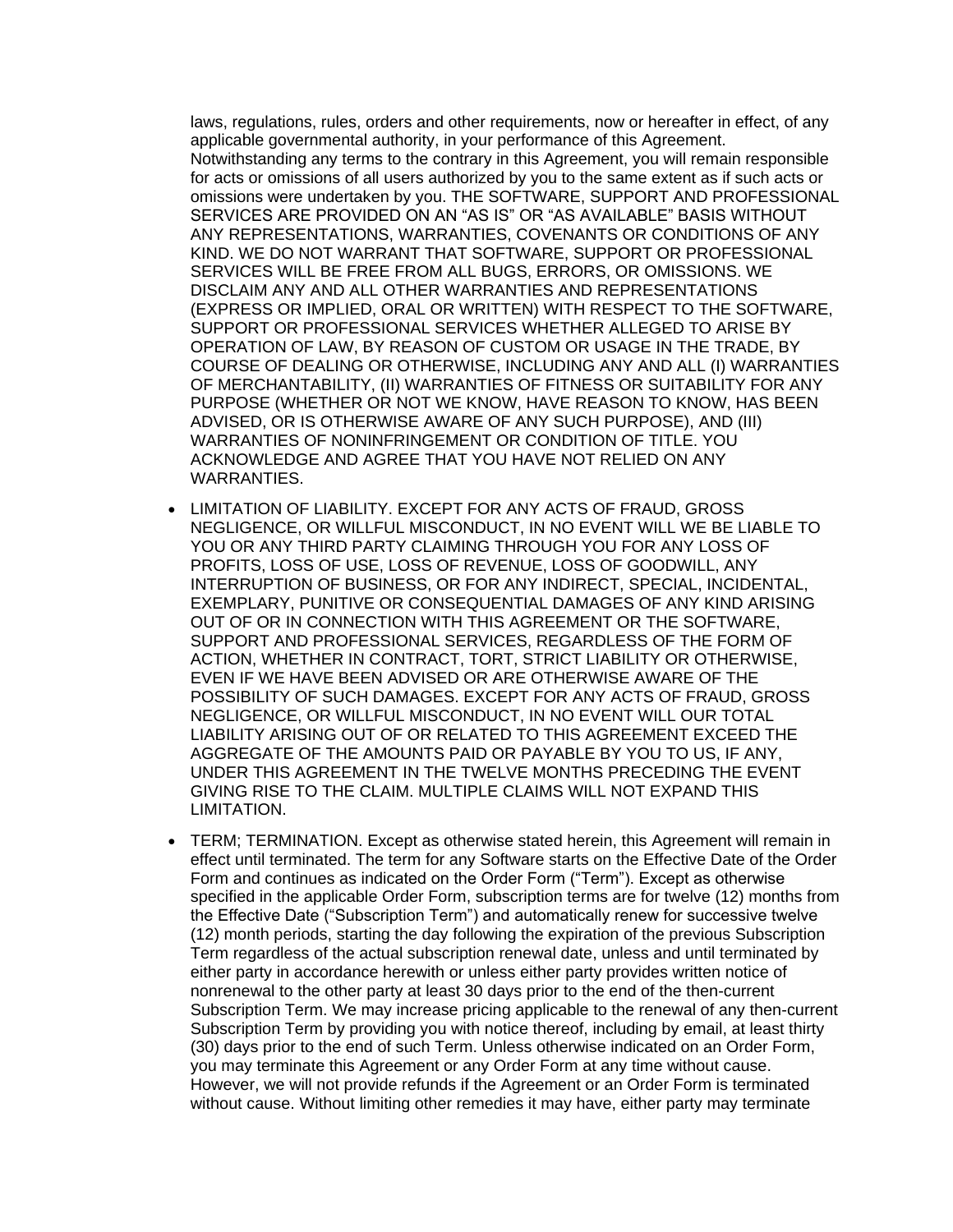laws, regulations, rules, orders and other requirements, now or hereafter in effect, of any applicable governmental authority, in your performance of this Agreement. Notwithstanding any terms to the contrary in this Agreement, you will remain responsible for acts or omissions of all users authorized by you to the same extent as if such acts or omissions were undertaken by you. THE SOFTWARE, SUPPORT AND PROFESSIONAL SERVICES ARE PROVIDED ON AN "AS IS" OR "AS AVAILABLE" BASIS WITHOUT ANY REPRESENTATIONS, WARRANTIES, COVENANTS OR CONDITIONS OF ANY KIND. WE DO NOT WARRANT THAT SOFTWARE, SUPPORT OR PROFESSIONAL SERVICES WILL BE FREE FROM ALL BUGS, ERRORS, OR OMISSIONS. WE DISCLAIM ANY AND ALL OTHER WARRANTIES AND REPRESENTATIONS (EXPRESS OR IMPLIED, ORAL OR WRITTEN) WITH RESPECT TO THE SOFTWARE, SUPPORT OR PROFESSIONAL SERVICES WHETHER ALLEGED TO ARISE BY OPERATION OF LAW, BY REASON OF CUSTOM OR USAGE IN THE TRADE, BY COURSE OF DEALING OR OTHERWISE, INCLUDING ANY AND ALL (I) WARRANTIES OF MERCHANTABILITY, (II) WARRANTIES OF FITNESS OR SUITABILITY FOR ANY PURPOSE (WHETHER OR NOT WE KNOW, HAVE REASON TO KNOW, HAS BEEN ADVISED, OR IS OTHERWISE AWARE OF ANY SUCH PURPOSE), AND (III) WARRANTIES OF NONINFRINGEMENT OR CONDITION OF TITLE. YOU ACKNOWLEDGE AND AGREE THAT YOU HAVE NOT RELIED ON ANY WARRANTIES.

- LIMITATION OF LIABILITY. EXCEPT FOR ANY ACTS OF FRAUD, GROSS NEGLIGENCE, OR WILLFUL MISCONDUCT, IN NO EVENT WILL WE BE LIABLE TO YOU OR ANY THIRD PARTY CLAIMING THROUGH YOU FOR ANY LOSS OF PROFITS, LOSS OF USE, LOSS OF REVENUE, LOSS OF GOODWILL, ANY INTERRUPTION OF BUSINESS, OR FOR ANY INDIRECT, SPECIAL, INCIDENTAL, EXEMPLARY, PUNITIVE OR CONSEQUENTIAL DAMAGES OF ANY KIND ARISING OUT OF OR IN CONNECTION WITH THIS AGREEMENT OR THE SOFTWARE, SUPPORT AND PROFESSIONAL SERVICES, REGARDLESS OF THE FORM OF ACTION, WHETHER IN CONTRACT, TORT, STRICT LIABILITY OR OTHERWISE, EVEN IF WE HAVE BEEN ADVISED OR ARE OTHERWISE AWARE OF THE POSSIBILITY OF SUCH DAMAGES. EXCEPT FOR ANY ACTS OF FRAUD, GROSS NEGLIGENCE, OR WILLFUL MISCONDUCT, IN NO EVENT WILL OUR TOTAL LIABILITY ARISING OUT OF OR RELATED TO THIS AGREEMENT EXCEED THE AGGREGATE OF THE AMOUNTS PAID OR PAYABLE BY YOU TO US, IF ANY, UNDER THIS AGREEMENT IN THE TWELVE MONTHS PRECEDING THE EVENT GIVING RISE TO THE CLAIM. MULTIPLE CLAIMS WILL NOT EXPAND THIS LIMITATION.

- TERM; TERMINATION. Except as otherwise stated herein, this Agreement will remain in effect until terminated. The term for any Software starts on the Effective Date of the Order Form and continues as indicated on the Order Form ("Term"). Except as otherwise specified in the applicable Order Form, subscription terms are for twelve (12) months from the Effective Date ("Subscription Term") and automatically renew for successive twelve (12) month periods, starting the day following the expiration of the previous Subscription Term regardless of the actual subscription renewal date, unless and until terminated by either party in accordance herewith or unless either party provides written notice of nonrenewal to the other party at least 30 days prior to the end of the then-current Subscription Term. We may increase pricing applicable to the renewal of any then-current Subscription Term by providing you with notice thereof, including by email, at least thirty (30) days prior to the end of such Term. Unless otherwise indicated on an Order Form, you may terminate this Agreement or any Order Form at any time without cause. However, we will not provide refunds if the Agreement or an Order Form is terminated without cause. Without limiting other remedies it may have, either party may terminate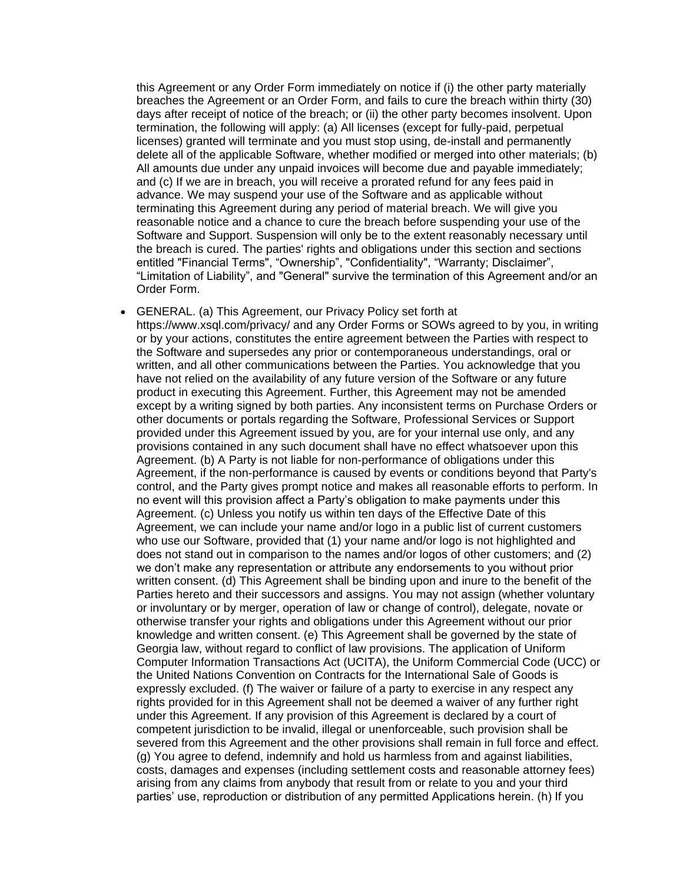this Agreement or any Order Form immediately on notice if (i) the other party materially breaches the Agreement or an Order Form, and fails to cure the breach within thirty (30) days after receipt of notice of the breach; or (ii) the other party becomes insolvent. Upon termination, the following will apply: (a) All licenses (except for fully-paid, perpetual licenses) granted will terminate and you must stop using, de-install and permanently delete all of the applicable Software, whether modified or merged into other materials; (b) All amounts due under any unpaid invoices will become due and payable immediately; and (c) If we are in breach, you will receive a prorated refund for any fees paid in advance. We may suspend your use of the Software and as applicable without terminating this Agreement during any period of material breach. We will give you reasonable notice and a chance to cure the breach before suspending your use of the Software and Support. Suspension will only be to the extent reasonably necessary until the breach is cured. The parties' rights and obligations under this section and sections entitled "Financial Terms", “Ownership”, "Confidentiality", “Warranty; Disclaimer”, “Limitation of Liability”, and "General" survive the termination of this Agreement and/or an Order Form.

- GENERAL. (a) This Agreement, our Privacy Policy set forth at https://www.xsql.com/privacy/ and any Order Forms or SOWs agreed to by you, in writing or by your actions, constitutes the entire agreement between the Parties with respect to the Software and supersedes any prior or contemporaneous understandings, oral or written, and all other communications between the Parties. You acknowledge that you have not relied on the availability of any future version of the Software or any future product in executing this Agreement. Further, this Agreement may not be amended except by a writing signed by both parties. Any inconsistent terms on Purchase Orders or other documents or portals regarding the Software, Professional Services or Support provided under this Agreement issued by you, are for your internal use only, and any provisions contained in any such document shall have no effect whatsoever upon this Agreement. (b) A Party is not liable for non-performance of obligations under this Agreement, if the non-performance is caused by events or conditions beyond that Party's control, and the Party gives prompt notice and makes all reasonable efforts to perform. In no event will this provision affect a Party’s obligation to make payments under this Agreement. (c) Unless you notify us within ten days of the Effective Date of this Agreement, we can include your name and/or logo in a public list of current customers who use our Software, provided that (1) your name and/or logo is not highlighted and does not stand out in comparison to the names and/or logos of other customers; and (2) we don’t make any representation or attribute any endorsements to you without prior written consent. (d) This Agreement shall be binding upon and inure to the benefit of the Parties hereto and their successors and assigns. You may not assign (whether voluntary or involuntary or by merger, operation of law or change of control), delegate, novate or otherwise transfer your rights and obligations under this Agreement without our prior knowledge and written consent. (e) This Agreement shall be governed by the state of Georgia law, without regard to conflict of law provisions. The application of Uniform Computer Information Transactions Act (UCITA), the Uniform Commercial Code (UCC) or the United Nations Convention on Contracts for the International Sale of Goods is expressly excluded. (f) The waiver or failure of a party to exercise in any respect any rights provided for in this Agreement shall not be deemed a waiver of any further right under this Agreement. If any provision of this Agreement is declared by a court of competent jurisdiction to be invalid, illegal or unenforceable, such provision shall be severed from this Agreement and the other provisions shall remain in full force and effect. (g) You agree to defend, indemnify and hold us harmless from and against liabilities, costs, damages and expenses (including settlement costs and reasonable attorney fees) arising from any claims from anybody that result from or relate to you and your third parties’ use, reproduction or distribution of any permitted Applications herein. (h) If you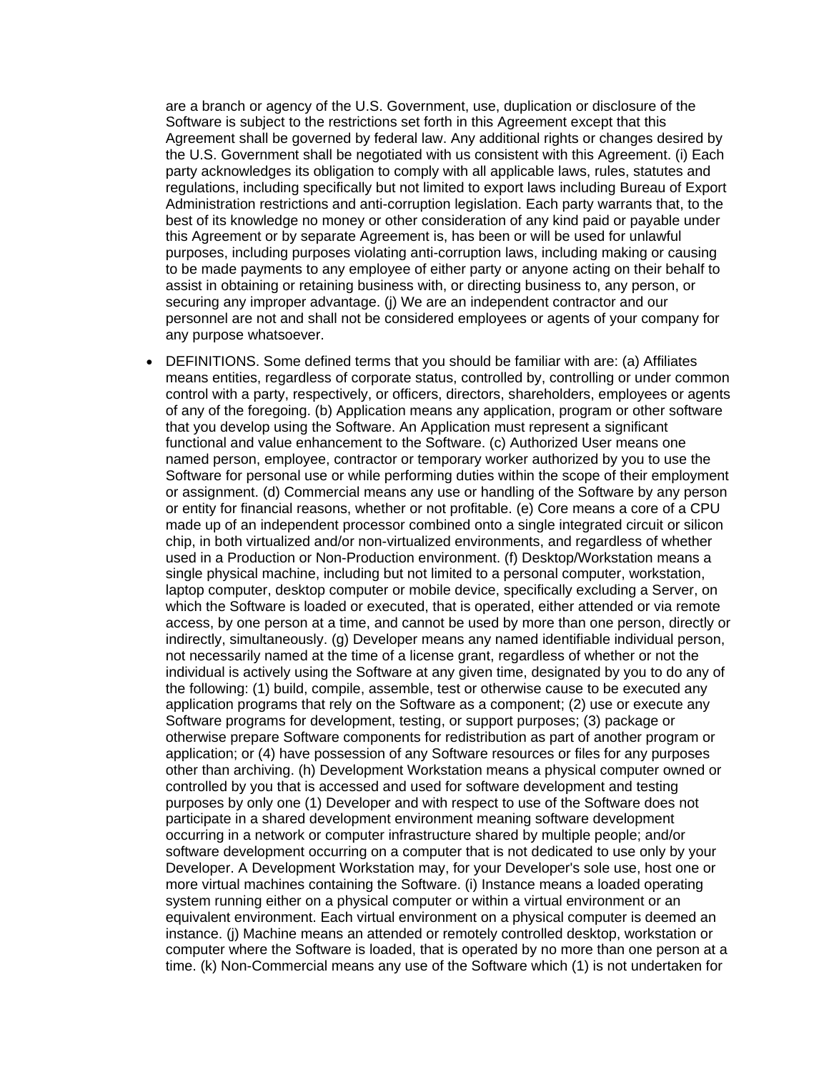are a branch or agency of the U.S. Government, use, duplication or disclosure of the Software is subject to the restrictions set forth in this Agreement except that this Agreement shall be governed by federal law. Any additional rights or changes desired by the U.S. Government shall be negotiated with us consistent with this Agreement. (i) Each party acknowledges its obligation to comply with all applicable laws, rules, statutes and regulations, including specifically but not limited to export laws including Bureau of Export Administration restrictions and anti-corruption legislation. Each party warrants that, to the best of its knowledge no money or other consideration of any kind paid or payable under this Agreement or by separate Agreement is, has been or will be used for unlawful purposes, including purposes violating anti-corruption laws, including making or causing to be made payments to any employee of either party or anyone acting on their behalf to assist in obtaining or retaining business with, or directing business to, any person, or securing any improper advantage. (j) We are an independent contractor and our personnel are not and shall not be considered employees or agents of your company for any purpose whatsoever.

- DEFINITIONS. Some defined terms that you should be familiar with are: (a) Affiliates means entities, regardless of corporate status, controlled by, controlling or under common control with a party, respectively, or officers, directors, shareholders, employees or agents of any of the foregoing. (b) Application means any application, program or other software that you develop using the Software. An Application must represent a significant functional and value enhancement to the Software. (c) Authorized User means one named person, employee, contractor or temporary worker authorized by you to use the Software for personal use or while performing duties within the scope of their employment or assignment. (d) Commercial means any use or handling of the Software by any person or entity for financial reasons, whether or not profitable. (e) Core means a core of a CPU made up of an independent processor combined onto a single integrated circuit or silicon chip, in both virtualized and/or non-virtualized environments, and regardless of whether used in a Production or Non-Production environment. (f) Desktop/Workstation means a single physical machine, including but not limited to a personal computer, workstation, laptop computer, desktop computer or mobile device, specifically excluding a Server, on which the Software is loaded or executed, that is operated, either attended or via remote access, by one person at a time, and cannot be used by more than one person, directly or indirectly, simultaneously. (g) Developer means any named identifiable individual person, not necessarily named at the time of a license grant, regardless of whether or not the individual is actively using the Software at any given time, designated by you to do any of the following: (1) build, compile, assemble, test or otherwise cause to be executed any application programs that rely on the Software as a component; (2) use or execute any Software programs for development, testing, or support purposes; (3) package or otherwise prepare Software components for redistribution as part of another program or application; or (4) have possession of any Software resources or files for any purposes other than archiving. (h) Development Workstation means a physical computer owned or controlled by you that is accessed and used for software development and testing purposes by only one (1) Developer and with respect to use of the Software does not participate in a shared development environment meaning software development occurring in a network or computer infrastructure shared by multiple people; and/or software development occurring on a computer that is not dedicated to use only by your Developer. A Development Workstation may, for your Developer's sole use, host one or more virtual machines containing the Software. (i) Instance means a loaded operating system running either on a physical computer or within a virtual environment or an equivalent environment. Each virtual environment on a physical computer is deemed an instance. (j) Machine means an attended or remotely controlled desktop, workstation or computer where the Software is loaded, that is operated by no more than one person at a time. (k) Non-Commercial means any use of the Software which (1) is not undertaken for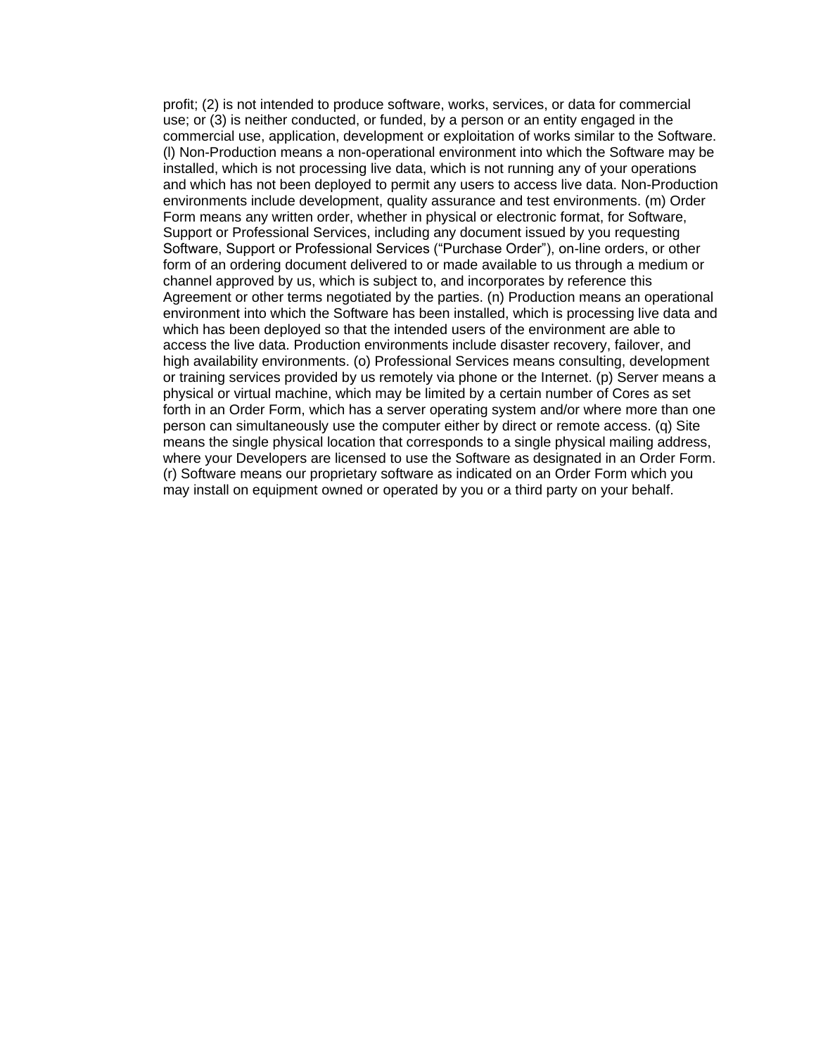profit; (2) is not intended to produce software, works, services, or data for commercial use; or (3) is neither conducted, or funded, by a person or an entity engaged in the commercial use, application, development or exploitation of works similar to the Software. (l) Non-Production means a non-operational environment into which the Software may be installed, which is not processing live data, which is not running any of your operations and which has not been deployed to permit any users to access live data. Non-Production environments include development, quality assurance and test environments. (m) Order Form means any written order, whether in physical or electronic format, for Software, Support or Professional Services, including any document issued by you requesting Software, Support or Professional Services ("Purchase Order"), on-line orders, or other form of an ordering document delivered to or made available to us through a medium or channel approved by us, which is subject to, and incorporates by reference this Agreement or other terms negotiated by the parties. (n) Production means an operational environment into which the Software has been installed, which is processing live data and which has been deployed so that the intended users of the environment are able to access the live data. Production environments include disaster recovery, failover, and high availability environments. (o) Professional Services means consulting, development or training services provided by us remotely via phone or the Internet. (p) Server means a physical or virtual machine, which may be limited by a certain number of Cores as set forth in an Order Form, which has a server operating system and/or where more than one person can simultaneously use the computer either by direct or remote access. (q) Site means the single physical location that corresponds to a single physical mailing address, where your Developers are licensed to use the Software as designated in an Order Form. (r) Software means our proprietary software as indicated on an Order Form which you may install on equipment owned or operated by you or a third party on your behalf.